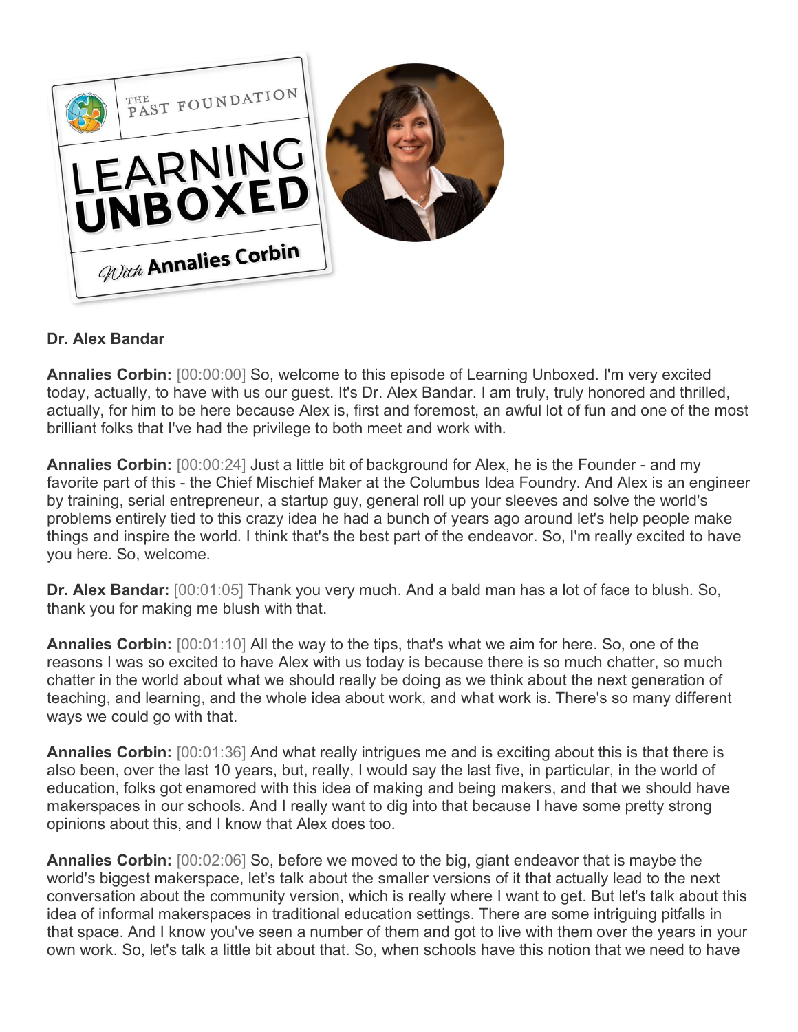**Dr. Alex Bandar**

**Annalies Corbin:** [00:00:00] So, welcome to this episode of Learning Unboxed. I'm very excited today, actually, to have with us our guest. It's Dr. Alex Bandar. I am truly, truly honored and thrilled, actually, for him to be here because Alex is, first and foremost, an awful lot of fun and one of the most brilliant folks that I've had the privilege to both meet and work with.

**Annalies Corbin:** [00:00:24] Just a little bit of background for Alex, he is the Founder - and my favorite part of this - the Chief Mischief Maker at the Columbus Idea Foundry. And Alex is an engineer by training, serial entrepreneur, a startup guy, general roll up your sleeves and solve the world's problems entirely tied to this crazy idea he had a bunch of years ago around let's help people make things and inspire the world. I think that's the best part of the endeavor. So, I'm really excited to have you here. So, welcome.

**Dr. Alex Bandar:** [00:01:05] Thank you very much. And a bald man has a lot of face to blush. So, thank you for making me blush with that.

**Annalies Corbin:** [00:01:10] All the way to the tips, that's what we aim for here. So, one of the reasons I was so excited to have Alex with us today is because there is so much chatter, so much chatter in the world about what we should really be doing as we think about the next generation of teaching, and learning, and the whole idea about work, and what work is. There's so many different ways we could go with that.

**Annalies Corbin:** [00:01:36] And what really intrigues me and is exciting about this is that there is also been, over the last 10 years, but, really, I would say the last five, in particular, in the world of education, folks got enamored with this idea of making and being makers, and that we should have makerspaces in our schools. And I really want to dig into that because I have some pretty strong opinions about this, and I know that Alex does too.

**Annalies Corbin:** [00:02:06] So, before we moved to the big, giant endeavor that is maybe the world's biggest makerspace, let's talk about the smaller versions of it that actually lead to the next conversation about the community version, which is really where I want to get. But let's talk about this idea of informal makerspaces in traditional education settings. There are some intriguing pitfalls in that space. And I know you've seen a number of them and got to live with them over the years in your own work. So, let's talk a little bit about that. So, when schools have this notion that we need to have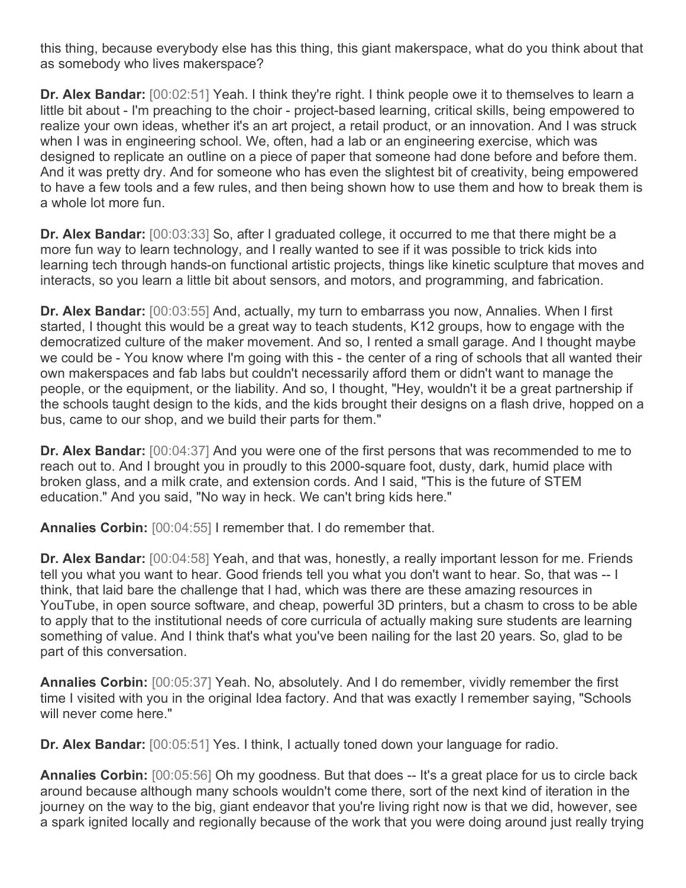this thing, because everybody else has this thing, this giant makerspace, what do you think about that as somebody who lives makerspace?

**Dr. Alex Bandar:** [00:02:51] Yeah. I think they're right. I think people owe it to themselves to learn a little bit about - I'm preaching to the choir - project-based learning, critical skills, being empowered to realize your own ideas, whether it's an art project, a retail product, or an innovation. And I was struck when I was in engineering school. We, often, had a lab or an engineering exercise, which was designed to replicate an outline on a piece of paper that someone had done before and before them. And it was pretty dry. And for someone who has even the slightest bit of creativity, being empowered to have a few tools and a few rules, and then being shown how to use them and how to break them is a whole lot more fun.

**Dr. Alex Bandar:** [00:03:33] So, after I graduated college, it occurred to me that there might be a more fun way to learn technology, and I really wanted to see if it was possible to trick kids into learning tech through hands-on functional artistic projects, things like kinetic sculpture that moves and interacts, so you learn a little bit about sensors, and motors, and programming, and fabrication.

**Dr. Alex Bandar:** [00:03:55] And, actually, my turn to embarrass you now, Annalies. When I first started, I thought this would be a great way to teach students, K12 groups, how to engage with the democratized culture of the maker movement. And so, I rented a small garage. And I thought maybe we could be - You know where I'm going with this - the center of a ring of schools that all wanted their own makerspaces and fab labs but couldn't necessarily afford them or didn't want to manage the people, or the equipment, or the liability. And so, I thought, "Hey, wouldn't it be a great partnership if the schools taught design to the kids, and the kids brought their designs on a flash drive, hopped on a bus, came to our shop, and we build their parts for them."

**Dr. Alex Bandar:** [00:04:37] And you were one of the first persons that was recommended to me to reach out to. And I brought you in proudly to this 2000-square foot, dusty, dark, humid place with broken glass, and a milk crate, and extension cords. And I said, "This is the future of STEM education." And you said, "No way in heck. We can't bring kids here."

**Annalies Corbin:** [00:04:55] I remember that. I do remember that.

**Dr. Alex Bandar:** [00:04:58] Yeah, and that was, honestly, a really important lesson for me. Friends tell you what you want to hear. Good friends tell you what you don't want to hear. So, that was -- I think, that laid bare the challenge that I had, which was there are these amazing resources in YouTube, in open source software, and cheap, powerful 3D printers, but a chasm to cross to be able to apply that to the institutional needs of core curricula of actually making sure students are learning something of value. And I think that's what you've been nailing for the last 20 years. So, glad to be part of this conversation.

**Annalies Corbin:** [00:05:37] Yeah. No, absolutely. And I do remember, vividly remember the first time I visited with you in the original Idea factory. And that was exactly I remember saying, "Schools will never come here."

**Dr. Alex Bandar:** [00:05:51] Yes. I think, I actually toned down your language for radio.

**Annalies Corbin:** [00:05:56] Oh my goodness. But that does -- It's a great place for us to circle back around because although many schools wouldn't come there, sort of the next kind of iteration in the journey on the way to the big, giant endeavor that you're living right now is that we did, however, see a spark ignited locally and regionally because of the work that you were doing around just really trying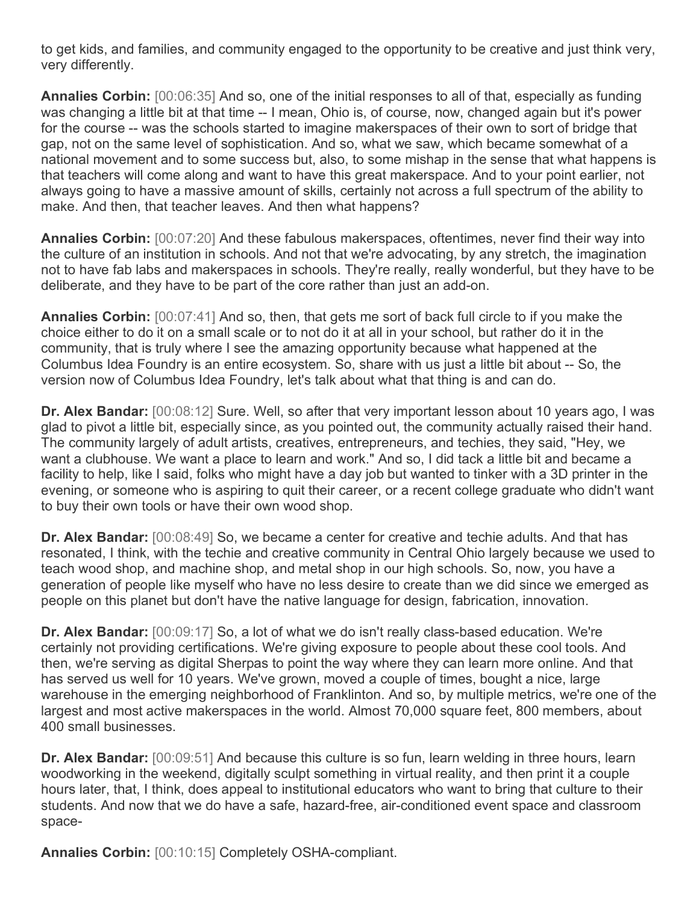to get kids, and families, and community engaged to the opportunity to be creative and just think very, very differently.

**Annalies Corbin:** [00:06:35] And so, one of the initial responses to all of that, especially as funding was changing a little bit at that time -- I mean, Ohio is, of course, now, changed again but it's power for the course -- was the schools started to imagine makerspaces of their own to sort of bridge that gap, not on the same level of sophistication. And so, what we saw, which became somewhat of a national movement and to some success but, also, to some mishap in the sense that what happens is that teachers will come along and want to have this great makerspace. And to your point earlier, not always going to have a massive amount of skills, certainly not across a full spectrum of the ability to make. And then, that teacher leaves. And then what happens?

**Annalies Corbin:** [00:07:20] And these fabulous makerspaces, oftentimes, never find their way into the culture of an institution in schools. And not that we're advocating, by any stretch, the imagination not to have fab labs and makerspaces in schools. They're really, really wonderful, but they have to be deliberate, and they have to be part of the core rather than just an add-on.

**Annalies Corbin:** [00:07:41] And so, then, that gets me sort of back full circle to if you make the choice either to do it on a small scale or to not do it at all in your school, but rather do it in the community, that is truly where I see the amazing opportunity because what happened at the Columbus Idea Foundry is an entire ecosystem. So, share with us just a little bit about -- So, the version now of Columbus Idea Foundry, let's talk about what that thing is and can do.

**Dr. Alex Bandar:** [00:08:12] Sure. Well, so after that very important lesson about 10 years ago, I was glad to pivot a little bit, especially since, as you pointed out, the community actually raised their hand. The community largely of adult artists, creatives, entrepreneurs, and techies, they said, "Hey, we want a clubhouse. We want a place to learn and work." And so, I did tack a little bit and became a facility to help, like I said, folks who might have a day job but wanted to tinker with a 3D printer in the evening, or someone who is aspiring to quit their career, or a recent college graduate who didn't want to buy their own tools or have their own wood shop.

**Dr. Alex Bandar:** [00:08:49] So, we became a center for creative and techie adults. And that has resonated, I think, with the techie and creative community in Central Ohio largely because we used to teach wood shop, and machine shop, and metal shop in our high schools. So, now, you have a generation of people like myself who have no less desire to create than we did since we emerged as people on this planet but don't have the native language for design, fabrication, innovation.

**Dr. Alex Bandar:** [00:09:17] So, a lot of what we do isn't really class-based education. We're certainly not providing certifications. We're giving exposure to people about these cool tools. And then, we're serving as digital Sherpas to point the way where they can learn more online. And that has served us well for 10 years. We've grown, moved a couple of times, bought a nice, large warehouse in the emerging neighborhood of Franklinton. And so, by multiple metrics, we're one of the largest and most active makerspaces in the world. Almost 70,000 square feet, 800 members, about 400 small businesses.

**Dr. Alex Bandar:** [00:09:51] And because this culture is so fun, learn welding in three hours, learn woodworking in the weekend, digitally sculpt something in virtual reality, and then print it a couple hours later, that, I think, does appeal to institutional educators who want to bring that culture to their students. And now that we do have a safe, hazard-free, air-conditioned event space and classroom space-

**Annalies Corbin:** [00:10:15] Completely OSHA-compliant.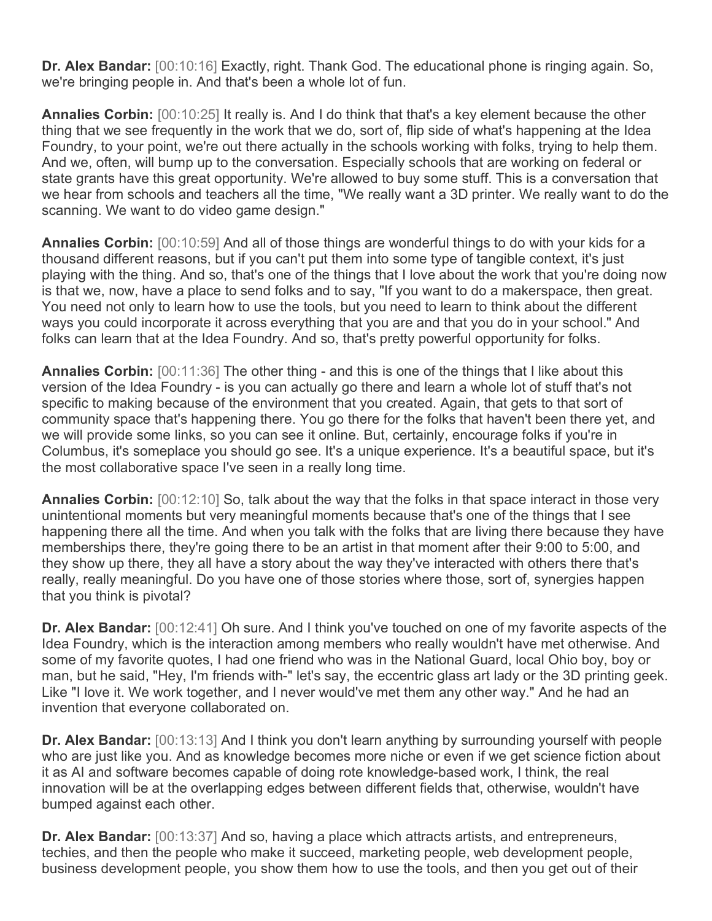**Dr. Alex Bandar:** [00:10:16] Exactly, right. Thank God. The educational phone is ringing again. So, we're bringing people in. And that's been a whole lot of fun.

**Annalies Corbin:** [00:10:25] It really is. And I do think that that's a key element because the other thing that we see frequently in the work that we do, sort of, flip side of what's happening at the Idea Foundry, to your point, we're out there actually in the schools working with folks, trying to help them. And we, often, will bump up to the conversation. Especially schools that are working on federal or state grants have this great opportunity. We're allowed to buy some stuff. This is a conversation that we hear from schools and teachers all the time, "We really want a 3D printer. We really want to do the scanning. We want to do video game design."

**Annalies Corbin:** [00:10:59] And all of those things are wonderful things to do with your kids for a thousand different reasons, but if you can't put them into some type of tangible context, it's just playing with the thing. And so, that's one of the things that I love about the work that you're doing now is that we, now, have a place to send folks and to say, "If you want to do a makerspace, then great. You need not only to learn how to use the tools, but you need to learn to think about the different ways you could incorporate it across everything that you are and that you do in your school." And folks can learn that at the Idea Foundry. And so, that's pretty powerful opportunity for folks.

**Annalies Corbin:** [00:11:36] The other thing - and this is one of the things that I like about this version of the Idea Foundry - is you can actually go there and learn a whole lot of stuff that's not specific to making because of the environment that you created. Again, that gets to that sort of community space that's happening there. You go there for the folks that haven't been there yet, and we will provide some links, so you can see it online. But, certainly, encourage folks if you're in Columbus, it's someplace you should go see. It's a unique experience. It's a beautiful space, but it's the most collaborative space I've seen in a really long time.

**Annalies Corbin:** [00:12:10] So, talk about the way that the folks in that space interact in those very unintentional moments but very meaningful moments because that's one of the things that I see happening there all the time. And when you talk with the folks that are living there because they have memberships there, they're going there to be an artist in that moment after their 9:00 to 5:00, and they show up there, they all have a story about the way they've interacted with others there that's really, really meaningful. Do you have one of those stories where those, sort of, synergies happen that you think is pivotal?

**Dr. Alex Bandar:** [00:12:41] Oh sure. And I think you've touched on one of my favorite aspects of the Idea Foundry, which is the interaction among members who really wouldn't have met otherwise. And some of my favorite quotes, I had one friend who was in the National Guard, local Ohio boy, boy or man, but he said, "Hey, I'm friends with-" let's say, the eccentric glass art lady or the 3D printing geek. Like "I love it. We work together, and I never would've met them any other way." And he had an invention that everyone collaborated on.

**Dr. Alex Bandar:** [00:13:13] And I think you don't learn anything by surrounding yourself with people who are just like you. And as knowledge becomes more niche or even if we get science fiction about it as AI and software becomes capable of doing rote knowledge-based work, I think, the real innovation will be at the overlapping edges between different fields that, otherwise, wouldn't have bumped against each other.

**Dr. Alex Bandar:** [00:13:37] And so, having a place which attracts artists, and entrepreneurs, techies, and then the people who make it succeed, marketing people, web development people, business development people, you show them how to use the tools, and then you get out of their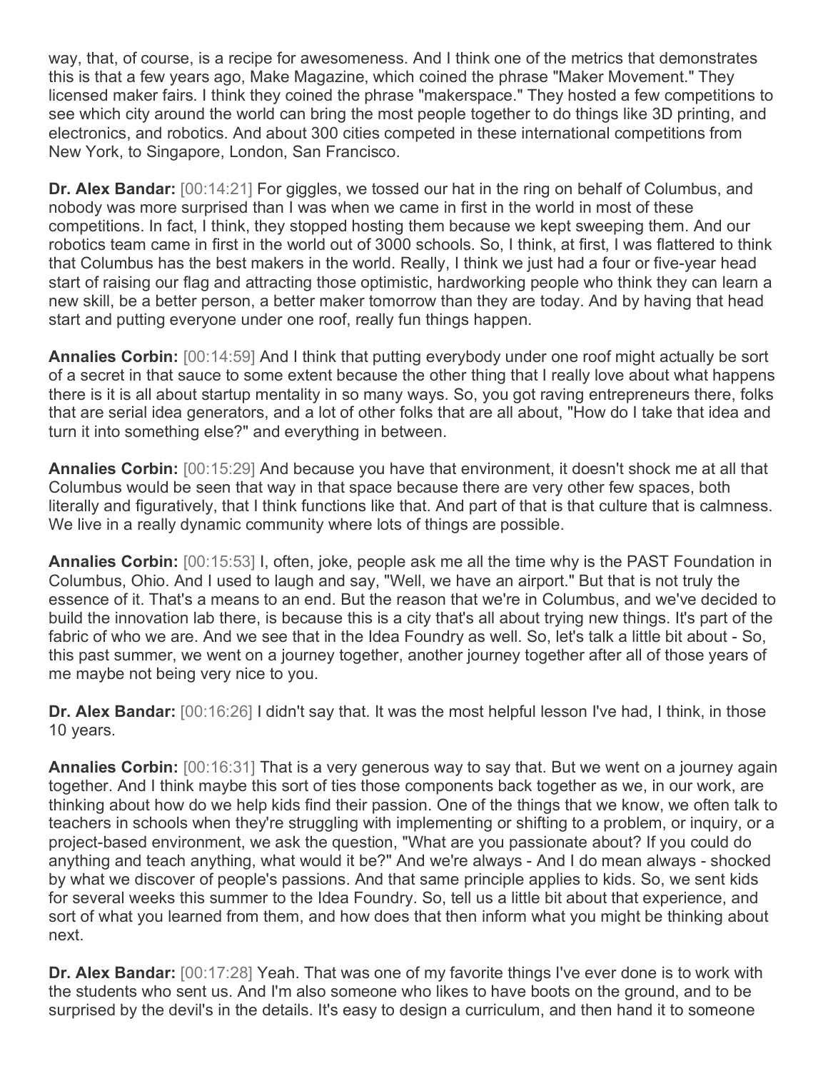way, that, of course, is a recipe for awesomeness. And I think one of the metrics that demonstrates this is that a few years ago, Make Magazine, which coined the phrase "Maker Movement." They licensed maker fairs. I think they coined the phrase "makerspace." They hosted a few competitions to see which city around the world can bring the most people together to do things like 3D printing, and electronics, and robotics. And about 300 cities competed in these international competitions from New York, to Singapore, London, San Francisco.

**Dr. Alex Bandar:** [00:14:21] For giggles, we tossed our hat in the ring on behalf of Columbus, and nobody was more surprised than I was when we came in first in the world in most of these competitions. In fact, I think, they stopped hosting them because we kept sweeping them. And our robotics team came in first in the world out of 3000 schools. So, I think, at first, I was flattered to think that Columbus has the best makers in the world. Really, I think we just had a four or five-year head start of raising our flag and attracting those optimistic, hardworking people who think they can learn a new skill, be a better person, a better maker tomorrow than they are today. And by having that head start and putting everyone under one roof, really fun things happen.

**Annalies Corbin:** [00:14:59] And I think that putting everybody under one roof might actually be sort of a secret in that sauce to some extent because the other thing that I really love about what happens there is it is all about startup mentality in so many ways. So, you got raving entrepreneurs there, folks that are serial idea generators, and a lot of other folks that are all about, "How do I take that idea and turn it into something else?" and everything in between.

**Annalies Corbin:** [00:15:29] And because you have that environment, it doesn't shock me at all that Columbus would be seen that way in that space because there are very other few spaces, both literally and figuratively, that I think functions like that. And part of that is that culture that is calmness. We live in a really dynamic community where lots of things are possible.

**Annalies Corbin:** [00:15:53] I, often, joke, people ask me all the time why is the PAST Foundation in Columbus, Ohio. And I used to laugh and say, "Well, we have an airport." But that is not truly the essence of it. That's a means to an end. But the reason that we're in Columbus, and we've decided to build the innovation lab there, is because this is a city that's all about trying new things. It's part of the fabric of who we are. And we see that in the Idea Foundry as well. So, let's talk a little bit about - So, this past summer, we went on a journey together, another journey together after all of those years of me maybe not being very nice to you.

**Dr. Alex Bandar:** [00:16:26] I didn't say that. It was the most helpful lesson I've had, I think, in those 10 years.

**Annalies Corbin:** [00:16:31] That is a very generous way to say that. But we went on a journey again together. And I think maybe this sort of ties those components back together as we, in our work, are thinking about how do we help kids find their passion. One of the things that we know, we often talk to teachers in schools when they're struggling with implementing or shifting to a problem, or inquiry, or a project-based environment, we ask the question, "What are you passionate about? If you could do anything and teach anything, what would it be?" And we're always - And I do mean always - shocked by what we discover of people's passions. And that same principle applies to kids. So, we sent kids for several weeks this summer to the Idea Foundry. So, tell us a little bit about that experience, and sort of what you learned from them, and how does that then inform what you might be thinking about next.

**Dr. Alex Bandar:** [00:17:28] Yeah. That was one of my favorite things I've ever done is to work with the students who sent us. And I'm also someone who likes to have boots on the ground, and to be surprised by the devil's in the details. It's easy to design a curriculum, and then hand it to someone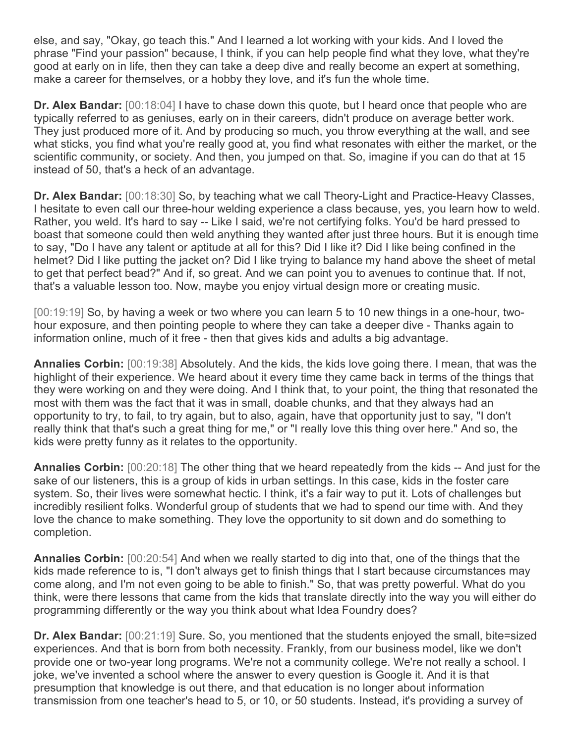else, and say, "Okay, go teach this." And I learned a lot working with your kids. And I loved the phrase "Find your passion" because, I think, if you can help people find what they love, what they're good at early on in life, then they can take a deep dive and really become an expert at something, make a career for themselves, or a hobby they love, and it's fun the whole time.

**Dr. Alex Bandar:** [00:18:04] I have to chase down this quote, but I heard once that people who are typically referred to as geniuses, early on in their careers, didn't produce on average better work. They just produced more of it. And by producing so much, you throw everything at the wall, and see what sticks, you find what you're really good at, you find what resonates with either the market, or the scientific community, or society. And then, you jumped on that. So, imagine if you can do that at 15 instead of 50, that's a heck of an advantage.

**Dr. Alex Bandar:** [00:18:30] So, by teaching what we call Theory-Light and Practice-Heavy Classes, I hesitate to even call our three-hour welding experience a class because, yes, you learn how to weld. Rather, you weld. It's hard to say -- Like I said, we're not certifying folks. You'd be hard pressed to boast that someone could then weld anything they wanted after just three hours. But it is enough time to say, "Do I have any talent or aptitude at all for this? Did I like it? Did I like being confined in the helmet? Did I like putting the jacket on? Did I like trying to balance my hand above the sheet of metal to get that perfect bead?" And if, so great. And we can point you to avenues to continue that. If not, that's a valuable lesson too. Now, maybe you enjoy virtual design more or creating music.

[00:19:19] So, by having a week or two where you can learn 5 to 10 new things in a one-hour, two-hour exposure, and then pointing people to where they can take a deeper dive - Thanks again to information online, much of it free - then that gives kids and adults a big advantage.

**Annalies Corbin:** [00:19:38] Absolutely. And the kids, the kids love going there. I mean, that was the highlight of their experience. We heard about it every time they came back in terms of the things that they were working on and they were doing. And I think that, to your point, the thing that resonated the most with them was the fact that it was in small, doable chunks, and that they always had an opportunity to try, to fail, to try again, but to also, again, have that opportunity just to say, "I don't really think that that's such a great thing for me," or "I really love this thing over here." And so, the kids were pretty funny as it relates to the opportunity.

**Annalies Corbin:** [00:20:18] The other thing that we heard repeatedly from the kids -- And just for the sake of our listeners, this is a group of kids in urban settings. In this case, kids in the foster care system. So, their lives were somewhat hectic. I think, it's a fair way to put it. Lots of challenges but incredibly resilient folks. Wonderful group of students that we had to spend our time with. And they love the chance to make something. They love the opportunity to sit down and do something to completion.

**Annalies Corbin:** [00:20:54] And when we really started to dig into that, one of the things that the kids made reference to is, "I don't always get to finish things that I start because circumstances may come along, and I'm not even going to be able to finish." So, that was pretty powerful. What do you think, were there lessons that came from the kids that translate directly into the way you will either do programming differently or the way you think about what Idea Foundry does?

**Dr. Alex Bandar:** [00:21:19] Sure. So, you mentioned that the students enjoyed the small, bite=sized experiences. And that is born from both necessity. Frankly, from our business model, like we don't provide one or two-year long programs. We're not a community college. We're not really a school. I joke, we've invented a school where the answer to every question is Google it. And it is that presumption that knowledge is out there, and that education is no longer about information transmission from one teacher's head to 5, or 10, or 50 students. Instead, it's providing a survey of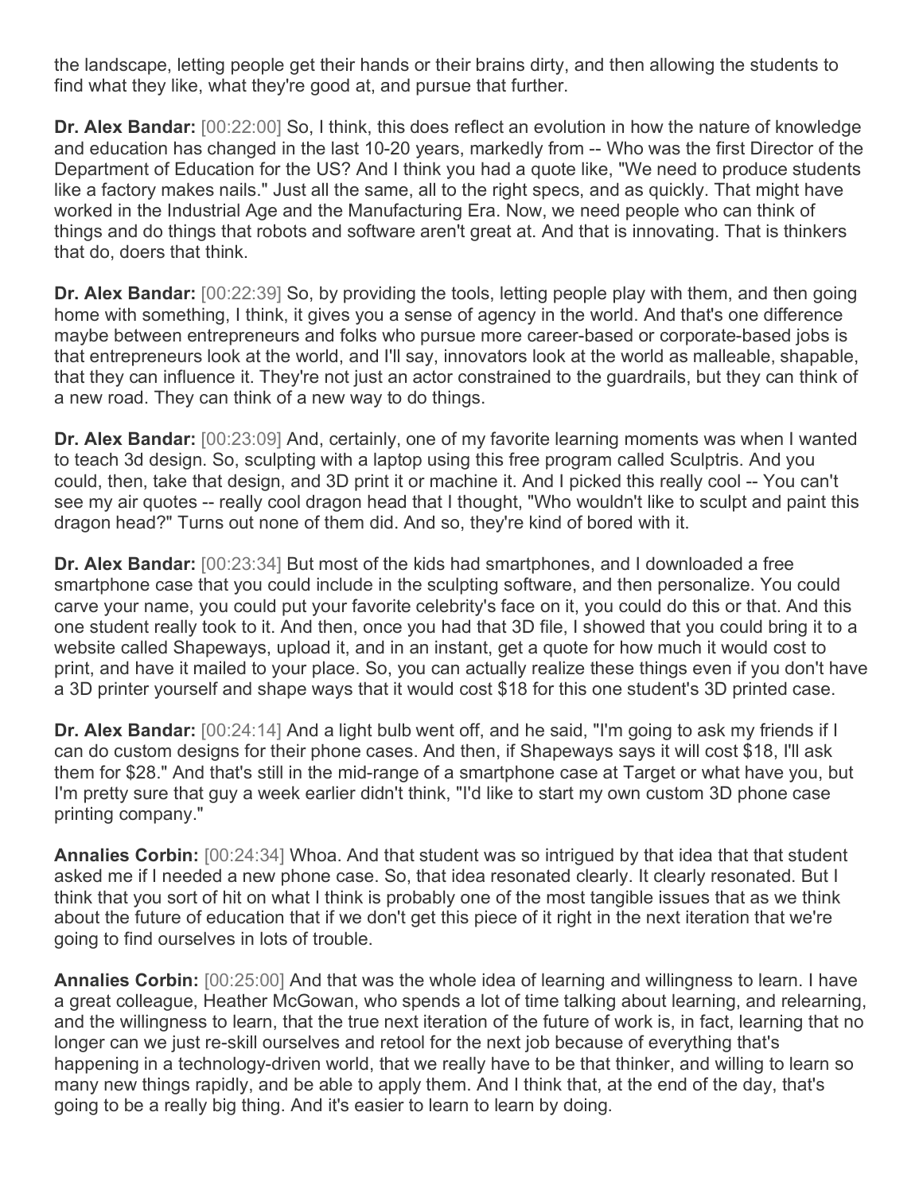the landscape, letting people get their hands or their brains dirty, and then allowing the students to find what they like, what they're good at, and pursue that further.

**Dr. Alex Bandar:** [00:22:00] So, I think, this does reflect an evolution in how the nature of knowledge and education has changed in the last 10-20 years, markedly from -- Who was the first Director of the Department of Education for the US? And I think you had a quote like, "We need to produce students like a factory makes nails." Just all the same, all to the right specs, and as quickly. That might have worked in the Industrial Age and the Manufacturing Era. Now, we need people who can think of things and do things that robots and software aren't great at. And that is innovating. That is thinkers that do, doers that think.

**Dr. Alex Bandar:** [00:22:39] So, by providing the tools, letting people play with them, and then going home with something, I think, it gives you a sense of agency in the world. And that's one difference maybe between entrepreneurs and folks who pursue more career-based or corporate-based jobs is that entrepreneurs look at the world, and I'll say, innovators look at the world as malleable, shapable, that they can influence it. They're not just an actor constrained to the guardrails, but they can think of a new road. They can think of a new way to do things.

**Dr. Alex Bandar:** [00:23:09] And, certainly, one of my favorite learning moments was when I wanted to teach 3d design. So, sculpting with a laptop using this free program called Sculptris. And you could, then, take that design, and 3D print it or machine it. And I picked this really cool -- You can't see my air quotes -- really cool dragon head that I thought, "Who wouldn't like to sculpt and paint this dragon head?" Turns out none of them did. And so, they're kind of bored with it.

**Dr. Alex Bandar:** [00:23:34] But most of the kids had smartphones, and I downloaded a free smartphone case that you could include in the sculpting software, and then personalize. You could carve your name, you could put your favorite celebrity's face on it, you could do this or that. And this one student really took to it. And then, once you had that 3D file, I showed that you could bring it to a website called Shapeways, upload it, and in an instant, get a quote for how much it would cost to print, and have it mailed to your place. So, you can actually realize these things even if you don't have a 3D printer yourself and shape ways that it would cost $18 for this one student's 3D printed case.

**Dr. Alex Bandar:** [00:24:14] And a light bulb went off, and he said, "I'm going to ask my friends if I can do custom designs for their phone cases. And then, if Shapeways says it will cost $18, I'll ask them for $28." And that's still in the mid-range of a smartphone case at Target or what have you, but I'm pretty sure that guy a week earlier didn't think, "I'd like to start my own custom 3D phone case printing company."

**Annalies Corbin:** [00:24:34] Whoa. And that student was so intrigued by that idea that that student asked me if I needed a new phone case. So, that idea resonated clearly. It clearly resonated. But I think that you sort of hit on what I think is probably one of the most tangible issues that as we think about the future of education that if we don't get this piece of it right in the next iteration that we're going to find ourselves in lots of trouble.

**Annalies Corbin:** [00:25:00] And that was the whole idea of learning and willingness to learn. I have a great colleague, Heather McGowan, who spends a lot of time talking about learning, and relearning, and the willingness to learn, that the true next iteration of the future of work is, in fact, learning that no longer can we just re-skill ourselves and retool for the next job because of everything that's happening in a technology-driven world, that we really have to be that thinker, and willing to learn so many new things rapidly, and be able to apply them. And I think that, at the end of the day, that's going to be a really big thing. And it's easier to learn to learn by doing.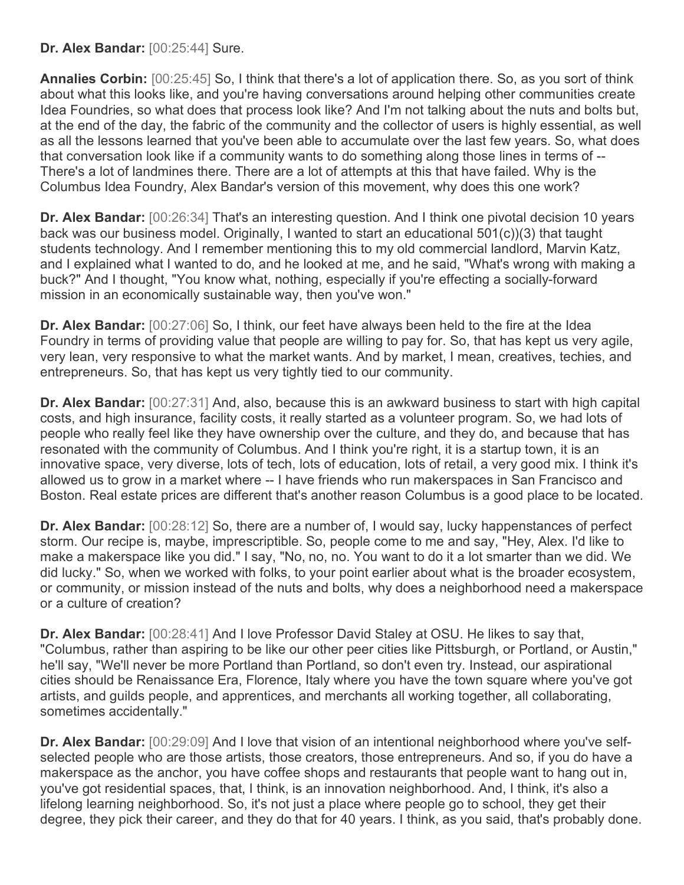**Dr. Alex Bandar:** [00:25:44] Sure.

**Annalies Corbin:** [00:25:45] So, I think that there's a lot of application there. So, as you sort of think about what this looks like, and you're having conversations around helping other communities create Idea Foundries, so what does that process look like? And I'm not talking about the nuts and bolts but, at the end of the day, the fabric of the community and the collector of users is highly essential, as well as all the lessons learned that you've been able to accumulate over the last few years. So, what does that conversation look like if a community wants to do something along those lines in terms of -- There's a lot of landmines there. There are a lot of attempts at this that have failed. Why is the Columbus Idea Foundry, Alex Bandar's version of this movement, why does this one work?

**Dr. Alex Bandar:** [00:26:34] That's an interesting question. And I think one pivotal decision 10 years back was our business model. Originally, I wanted to start an educational 501(c))(3) that taught students technology. And I remember mentioning this to my old commercial landlord, Marvin Katz, and I explained what I wanted to do, and he looked at me, and he said, "What's wrong with making a buck?" And I thought, "You know what, nothing, especially if you're effecting a socially-forward mission in an economically sustainable way, then you've won."

**Dr. Alex Bandar:** [00:27:06] So, I think, our feet have always been held to the fire at the Idea Foundry in terms of providing value that people are willing to pay for. So, that has kept us very agile, very lean, very responsive to what the market wants. And by market, I mean, creatives, techies, and entrepreneurs. So, that has kept us very tightly tied to our community.

**Dr. Alex Bandar:** [00:27:31] And, also, because this is an awkward business to start with high capital costs, and high insurance, facility costs, it really started as a volunteer program. So, we had lots of people who really feel like they have ownership over the culture, and they do, and because that has resonated with the community of Columbus. And I think you're right, it is a startup town, it is an innovative space, very diverse, lots of tech, lots of education, lots of retail, a very good mix. I think it's allowed us to grow in a market where -- I have friends who run makerspaces in San Francisco and Boston. Real estate prices are different that's another reason Columbus is a good place to be located.

**Dr. Alex Bandar:** [00:28:12] So, there are a number of, I would say, lucky happenstances of perfect storm. Our recipe is, maybe, imprescriptible. So, people come to me and say, "Hey, Alex. I'd like to make a makerspace like you did." I say, "No, no, no. You want to do it a lot smarter than we did. We did lucky." So, when we worked with folks, to your point earlier about what is the broader ecosystem, or community, or mission instead of the nuts and bolts, why does a neighborhood need a makerspace or a culture of creation?

**Dr. Alex Bandar:** [00:28:41] And I love Professor David Staley at OSU. He likes to say that, "Columbus, rather than aspiring to be like our other peer cities like Pittsburgh, or Portland, or Austin," he'll say, "We'll never be more Portland than Portland, so don't even try. Instead, our aspirational cities should be Renaissance Era, Florence, Italy where you have the town square where you've got artists, and guilds people, and apprentices, and merchants all working together, all collaborating, sometimes accidentally."

**Dr. Alex Bandar:** [00:29:09] And I love that vision of an intentional neighborhood where you've self-selected people who are those artists, those creators, those entrepreneurs. And so, if you do have a makerspace as the anchor, you have coffee shops and restaurants that people want to hang out in, you've got residential spaces, that, I think, is an innovation neighborhood. And, I think, it's also a lifelong learning neighborhood. So, it's not just a place where people go to school, they get their degree, they pick their career, and they do that for 40 years. I think, as you said, that's probably done.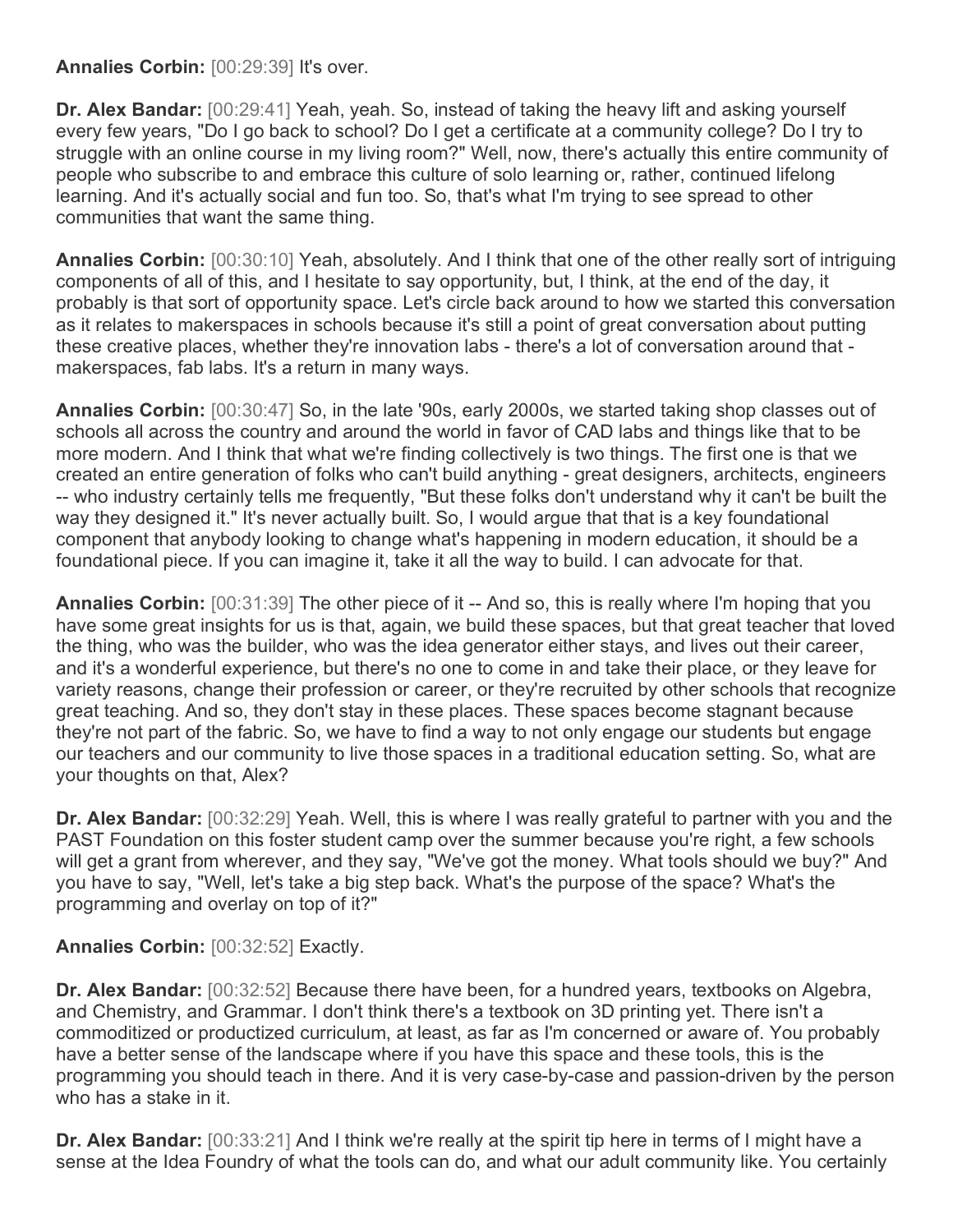**Annalies Corbin:** [00:29:39] It's over.

**Dr. Alex Bandar:** [00:29:41] Yeah, yeah. So, instead of taking the heavy lift and asking yourself every few years, "Do I go back to school? Do I get a certificate at a community college? Do I try to struggle with an online course in my living room?" Well, now, there's actually this entire community of people who subscribe to and embrace this culture of solo learning or, rather, continued lifelong learning. And it's actually social and fun too. So, that's what I'm trying to see spread to other communities that want the same thing.

**Annalies Corbin:** [00:30:10] Yeah, absolutely. And I think that one of the other really sort of intriguing components of all of this, and I hesitate to say opportunity, but, I think, at the end of the day, it probably is that sort of opportunity space. Let's circle back around to how we started this conversation as it relates to makerspaces in schools because it's still a point of great conversation about putting these creative places, whether they're innovation labs - there's a lot of conversation around that - makerspaces, fab labs. It's a return in many ways.

**Annalies Corbin:** [00:30:47] So, in the late '90s, early 2000s, we started taking shop classes out of schools all across the country and around the world in favor of CAD labs and things like that to be more modern. And I think that what we're finding collectively is two things. The first one is that we created an entire generation of folks who can't build anything - great designers, architects, engineers -- who industry certainly tells me frequently, "But these folks don't understand why it can't be built the way they designed it." It's never actually built. So, I would argue that that is a key foundational component that anybody looking to change what's happening in modern education, it should be a foundational piece. If you can imagine it, take it all the way to build. I can advocate for that.

**Annalies Corbin:** [00:31:39] The other piece of it -- And so, this is really where I'm hoping that you have some great insights for us is that, again, we build these spaces, but that great teacher that loved the thing, who was the builder, who was the idea generator either stays, and lives out their career, and it's a wonderful experience, but there's no one to come in and take their place, or they leave for variety reasons, change their profession or career, or they're recruited by other schools that recognize great teaching. And so, they don't stay in these places. These spaces become stagnant because they're not part of the fabric. So, we have to find a way to not only engage our students but engage our teachers and our community to live those spaces in a traditional education setting. So, what are your thoughts on that, Alex?

**Dr. Alex Bandar:** [00:32:29] Yeah. Well, this is where I was really grateful to partner with you and the PAST Foundation on this foster student camp over the summer because you're right, a few schools will get a grant from wherever, and they say, "We've got the money. What tools should we buy?" And you have to say, "Well, let's take a big step back. What's the purpose of the space? What's the programming and overlay on top of it?"

**Annalies Corbin:** [00:32:52] Exactly.

**Dr. Alex Bandar:** [00:32:52] Because there have been, for a hundred years, textbooks on Algebra, and Chemistry, and Grammar. I don't think there's a textbook on 3D printing yet. There isn't a commoditized or productized curriculum, at least, as far as I'm concerned or aware of. You probably have a better sense of the landscape where if you have this space and these tools, this is the programming you should teach in there. And it is very case-by-case and passion-driven by the person who has a stake in it.

**Dr. Alex Bandar:** [00:33:21] And I think we're really at the spirit tip here in terms of I might have a sense at the Idea Foundry of what the tools can do, and what our adult community like. You certainly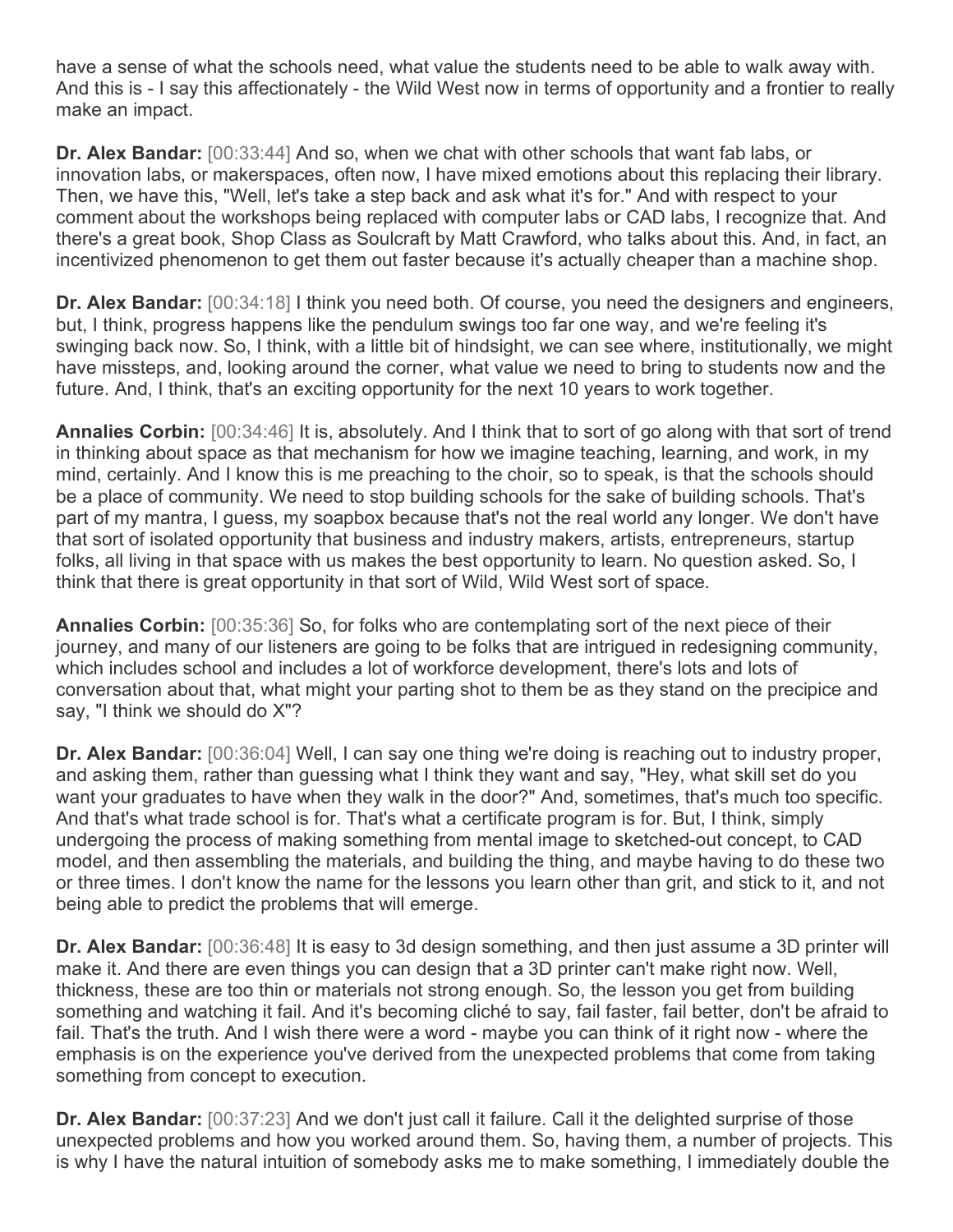have a sense of what the schools need, what value the students need to be able to walk away with. And this is - I say this affectionately - the Wild West now in terms of opportunity and a frontier to really make an impact.

**Dr. Alex Bandar:** [00:33:44] And so, when we chat with other schools that want fab labs, or innovation labs, or makerspaces, often now, I have mixed emotions about this replacing their library. Then, we have this, "Well, let's take a step back and ask what it's for." And with respect to your comment about the workshops being replaced with computer labs or CAD labs, I recognize that. And there's a great book, Shop Class as Soulcraft by Matt Crawford, who talks about this. And, in fact, an incentivized phenomenon to get them out faster because it's actually cheaper than a machine shop.

**Dr. Alex Bandar:** [00:34:18] I think you need both. Of course, you need the designers and engineers, but, I think, progress happens like the pendulum swings too far one way, and we're feeling it's swinging back now. So, I think, with a little bit of hindsight, we can see where, institutionally, we might have missteps, and, looking around the corner, what value we need to bring to students now and the future. And, I think, that's an exciting opportunity for the next 10 years to work together.

**Annalies Corbin:** [00:34:46] It is, absolutely. And I think that to sort of go along with that sort of trend in thinking about space as that mechanism for how we imagine teaching, learning, and work, in my mind, certainly. And I know this is me preaching to the choir, so to speak, is that the schools should be a place of community. We need to stop building schools for the sake of building schools. That's part of my mantra, I guess, my soapbox because that's not the real world any longer. We don't have that sort of isolated opportunity that business and industry makers, artists, entrepreneurs, startup folks, all living in that space with us makes the best opportunity to learn. No question asked. So, I think that there is great opportunity in that sort of Wild, Wild West sort of space.

**Annalies Corbin:** [00:35:36] So, for folks who are contemplating sort of the next piece of their journey, and many of our listeners are going to be folks that are intrigued in redesigning community, which includes school and includes a lot of workforce development, there's lots and lots of conversation about that, what might your parting shot to them be as they stand on the precipice and say, "I think we should do X"?

**Dr. Alex Bandar:** [00:36:04] Well, I can say one thing we're doing is reaching out to industry proper, and asking them, rather than guessing what I think they want and say, "Hey, what skill set do you want your graduates to have when they walk in the door?" And, sometimes, that's much too specific. And that's what trade school is for. That's what a certificate program is for. But, I think, simply undergoing the process of making something from mental image to sketched-out concept, to CAD model, and then assembling the materials, and building the thing, and maybe having to do these two or three times. I don't know the name for the lessons you learn other than grit, and stick to it, and not being able to predict the problems that will emerge.

**Dr. Alex Bandar:** [00:36:48] It is easy to 3d design something, and then just assume a 3D printer will make it. And there are even things you can design that a 3D printer can't make right now. Well, thickness, these are too thin or materials not strong enough. So, the lesson you get from building something and watching it fail. And it's becoming cliché to say, fail faster, fail better, don't be afraid to fail. That's the truth. And I wish there were a word - maybe you can think of it right now - where the emphasis is on the experience you've derived from the unexpected problems that come from taking something from concept to execution.

**Dr. Alex Bandar:** [00:37:23] And we don't just call it failure. Call it the delighted surprise of those unexpected problems and how you worked around them. So, having them, a number of projects. This is why I have the natural intuition of somebody asks me to make something, I immediately double the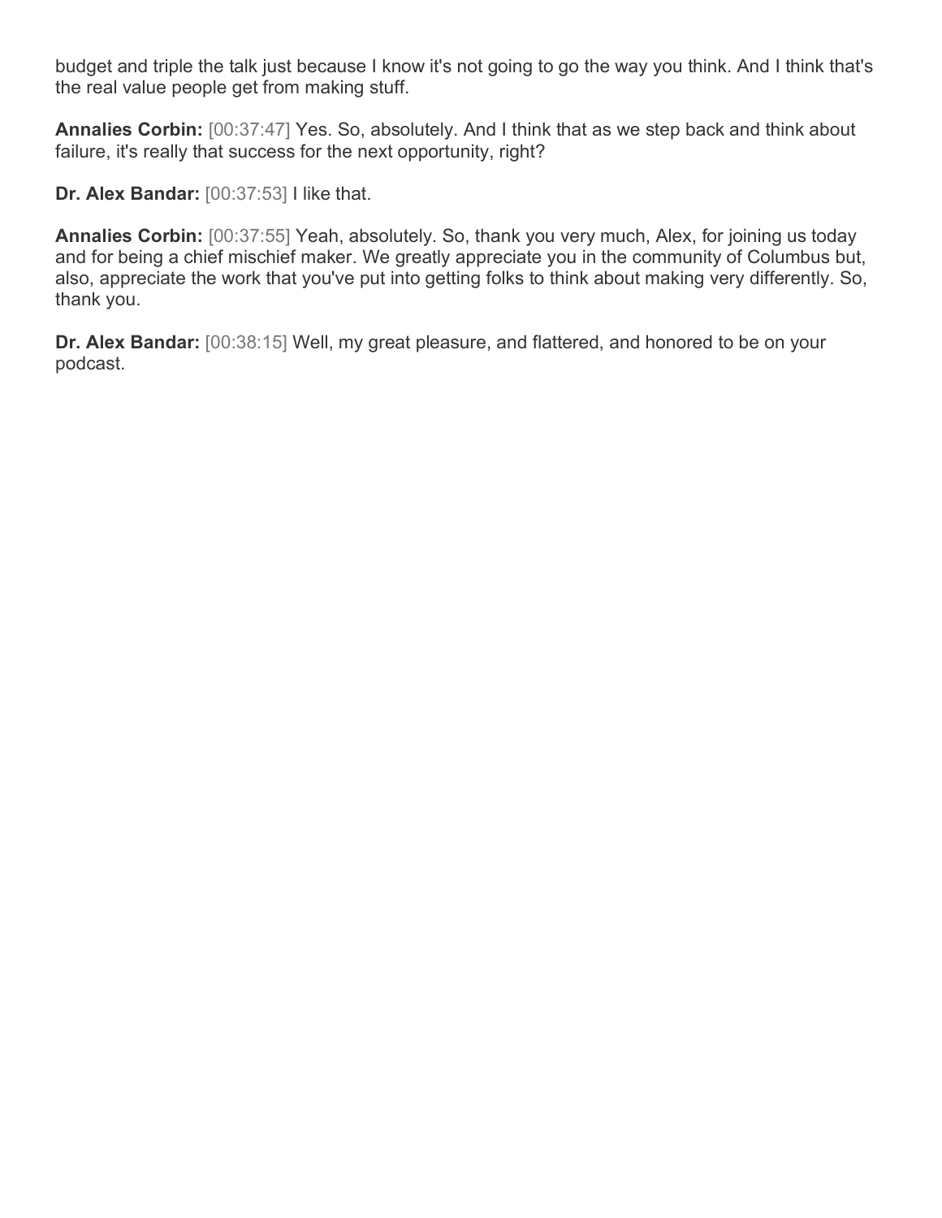budget and triple the talk just because I know it's not going to go the way you think. And I think that's the real value people get from making stuff.

**Annalies Corbin:** [00:37:47] Yes. So, absolutely. And I think that as we step back and think about failure, it's really that success for the next opportunity, right?

**Dr. Alex Bandar:** [00:37:53] I like that.

**Annalies Corbin:** [00:37:55] Yeah, absolutely. So, thank you very much, Alex, for joining us today and for being a chief mischief maker. We greatly appreciate you in the community of Columbus but, also, appreciate the work that you've put into getting folks to think about making very differently. So, thank you.

**Dr. Alex Bandar:** [00:38:15] Well, my great pleasure, and flattered, and honored to be on your podcast.